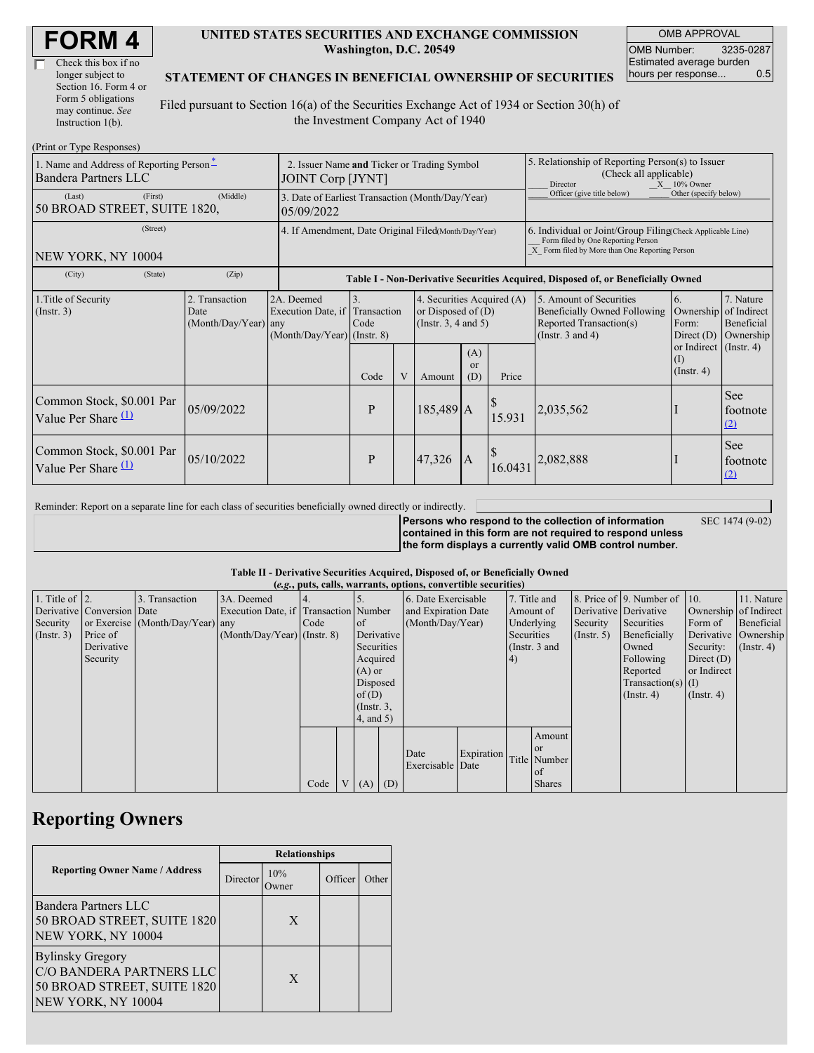# FORM 4

☐ Check this box if no longer subject to Section 16. Form 4 or Form 5 obligations may continue. *See* Instruction 1(b).

**UNITED STATES SECURITIES AND EXCHANGE COMMISSION**
**Washington, D.C. 20549**

**STATEMENT OF CHANGES IN BENEFICIAL OWNERSHIP OF SECURITIES**

Filed pursuant to Section 16(a) of the Securities Exchange Act of 1934 or Section 30(h) of the Investment Company Act of 1940

| OMB APPROVAL | |
|---|---|
| OMB Number: | 3235-0287 |
| Estimated average burden hours per response... | 0.5 |

(Print or Type Responses)

| | | |
|---|---|---|
| 1. Name and Address of Reporting Person* Bandera Partners LLC | 2. Issuer Name **and** Ticker or Trading Symbol JOINT Corp [JYNT] | 5. Relationship of Reporting Person(s) to Issuer (Check all applicable) ___ Director _X_ 10% Owner ___ Officer (give title below) ___ Other (specify below) |
| (Last) (First) (Middle) 50 BROAD STREET, SUITE 1820, | 3. Date of Earliest Transaction (Month/Day/Year) 05/09/2022 | |
| (Street) NEW YORK, NY 10004 | 4. If Amendment, Date Original Filed(Month/Day/Year) | 6. Individual or Joint/Group Filing(Check Applicable Line) ___ Form filed by One Reporting Person _X_ Form filed by More than One Reporting Person |
| (City) (State) (Zip) | | |

**Table I - Non-Derivative Securities Acquired, Disposed of, or Beneficially Owned**

| 1.Title of Security (Instr. 3) | 2. Transaction Date (Month/Day/Year) | 2A. Deemed Execution Date, if any (Month/Day/Year) | 3. Transaction Code (Instr. 8) | | 4. Securities Acquired (A) or Disposed of (D) (Instr. 3, 4 and 5) | | | 5. Amount of Securities Beneficially Owned Following Reported Transaction(s) (Instr. 3 and 4) | 6. Ownership Form: Direct (D) or Indirect (I) (Instr. 4) | 7. Nature of Indirect Beneficial Ownership (Instr. 4) |
|---|---|---|---|---|---|---|---|---|---|---|
| | | | Code | V | Amount | (A) or (D) | Price | | | |
| Common Stock, $0.001 Par Value Per Share (1) | 05/09/2022 | | P | | 185,489 | A | $ 15.931 | 2,035,562 | I | See footnote (2) |
| Common Stock, $0.001 Par Value Per Share (1) | 05/10/2022 | | P | | 47,326 | A | $ 16.0431 | 2,082,888 | I | See footnote (2) |

Reminder: Report on a separate line for each class of securities beneficially owned directly or indirectly.

**Persons who respond to the collection of information contained in this form are not required to respond unless the form displays a currently valid OMB control number.** SEC 1474 (9-02)

**Table II - Derivative Securities Acquired, Disposed of, or Beneficially Owned**
**(*e.g.*, puts, calls, warrants, options, convertible securities)**

| 1. Title of Derivative Security (Instr. 3) | 2. Conversion or Exercise Price of Derivative Security | 3. Transaction Date (Month/Day/Year) | 3A. Deemed Execution Date, if any (Month/Day/Year) | 4. Transaction Code (Instr. 8) | | 5. Number of Derivative Securities Acquired (A) or Disposed of (D) (Instr. 3, 4, and 5) | | 6. Date Exercisable and Expiration Date (Month/Day/Year) | | 7. Title and Amount of Underlying Securities (Instr. 3 and 4) | | 8. Price of Derivative Security (Instr. 5) | 9. Number of Derivative Securities Beneficially Owned Following Reported Transaction(s) (Instr. 4) | 10. Ownership Form of Derivative Security: Direct (D) or Indirect (I) (Instr. 4) | 11. Nature of Indirect Beneficial Ownership (Instr. 4) |
|---|---|---|---|---|---|---|---|---|---|---|---|---|---|---|---|
| | | | | Code | V | (A) | (D) | Date Exercisable | Expiration Date | Title | Amount or Number of Shares | | | | |

## Reporting Owners

| Reporting Owner Name / Address | Relationships | | | |
|---|---|---|---|---|
| | Director | 10% Owner | Officer | Other |
| Bandera Partners LLC 50 BROAD STREET, SUITE 1820 NEW YORK, NY 10004 | | X | | |
| Bylinsky Gregory C/O BANDERA PARTNERS LLC 50 BROAD STREET, SUITE 1820 NEW YORK, NY 10004 | | X | | |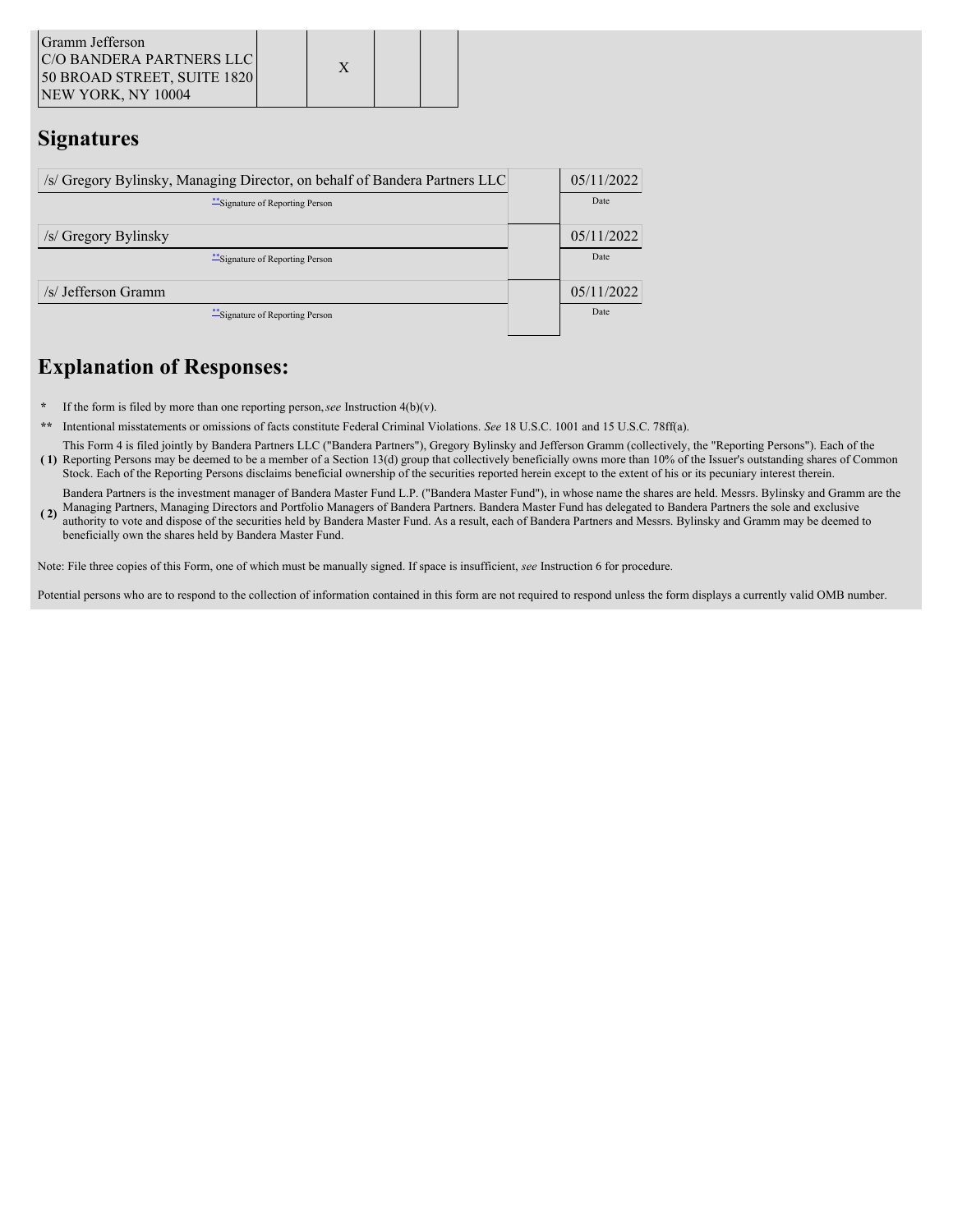| | | | | |
|---|---|---|---|---|
| Gramm Jefferson<br>C/O BANDERA PARTNERS LLC<br>50 BROAD STREET, SUITE 1820<br>NEW YORK, NY 10004 | | X | | |

## Signatures

| | |
|---|---|
| /s/ Gregory Bylinsky, Managing Director, on behalf of Bandera Partners LLC | 05/11/2022 |
| **Signature of Reporting Person | Date |
| /s/ Gregory Bylinsky | 05/11/2022 |
| **Signature of Reporting Person | Date |
| /s/ Jefferson Gramm | 05/11/2022 |
| **Signature of Reporting Person | Date |

## Explanation of Responses:

\* If the form is filed by more than one reporting person, *see* Instruction 4(b)(v).

\*\* Intentional misstatements or omissions of facts constitute Federal Criminal Violations. *See* 18 U.S.C. 1001 and 15 U.S.C. 78ff(a).

(1) This Form 4 is filed jointly by Bandera Partners LLC ("Bandera Partners"), Gregory Bylinsky and Jefferson Gramm (collectively, the "Reporting Persons"). Each of the Reporting Persons may be deemed to be a member of a Section 13(d) group that collectively beneficially owns more than 10% of the Issuer's outstanding shares of Common Stock. Each of the Reporting Persons disclaims beneficial ownership of the securities reported herein except to the extent of his or its pecuniary interest therein.

(2) Bandera Partners is the investment manager of Bandera Master Fund L.P. ("Bandera Master Fund"), in whose name the shares are held. Messrs. Bylinsky and Gramm are the Managing Partners, Managing Directors and Portfolio Managers of Bandera Partners. Bandera Master Fund has delegated to Bandera Partners the sole and exclusive authority to vote and dispose of the securities held by Bandera Master Fund. As a result, each of Bandera Partners and Messrs. Bylinsky and Gramm may be deemed to beneficially own the shares held by Bandera Master Fund.

Note: File three copies of this Form, one of which must be manually signed. If space is insufficient, *see* Instruction 6 for procedure.

Potential persons who are to respond to the collection of information contained in this form are not required to respond unless the form displays a currently valid OMB number.